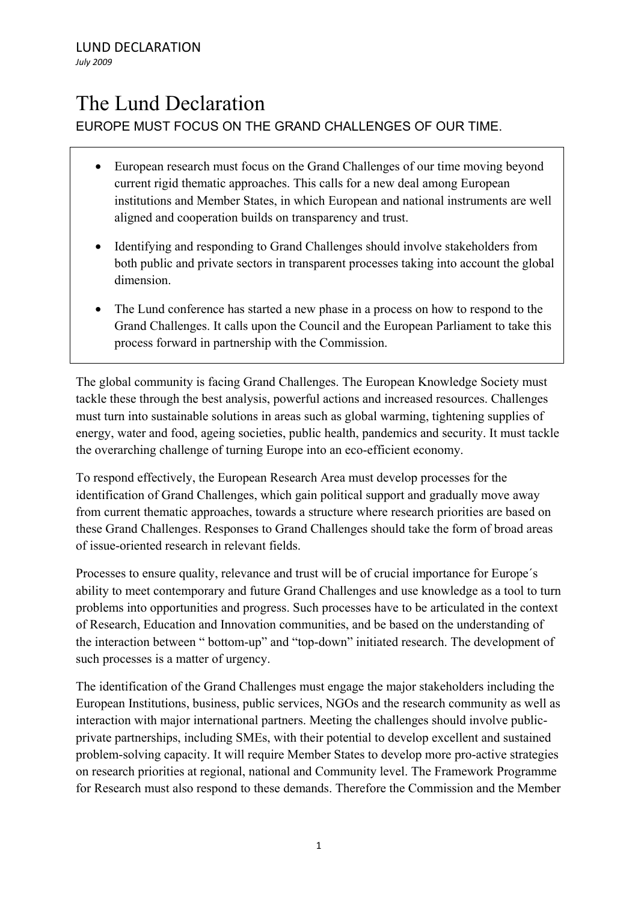LUND DECLARATION

*July 2009*

# The Lund Declaration

EUROPE MUST FOCUS ON THE GRAND CHALLENGES OF OUR TIME.

- European research must focus on the Grand Challenges of our time moving beyond current rigid thematic approaches. This calls for a new deal among European institutions and Member States, in which European and national instruments are well aligned and cooperation builds on transparency and trust.
- Identifying and responding to Grand Challenges should involve stakeholders from both public and private sectors in transparent processes taking into account the global dimension.
- The Lund conference has started a new phase in a process on how to respond to the Grand Challenges. It calls upon the Council and the European Parliament to take this process forward in partnership with the Commission.

The global community is facing Grand Challenges. The European Knowledge Society must tackle these through the best analysis, powerful actions and increased resources. Challenges must turn into sustainable solutions in areas such as global warming, tightening supplies of energy, water and food, ageing societies, public health, pandemics and security. It must tackle the overarching challenge of turning Europe into an eco-efficient economy.

To respond effectively, the European Research Area must develop processes for the identification of Grand Challenges, which gain political support and gradually move away from current thematic approaches, towards a structure where research priorities are based on these Grand Challenges. Responses to Grand Challenges should take the form of broad areas of issue-oriented research in relevant fields.

Processes to ensure quality, relevance and trust will be of crucial importance for Europe´s ability to meet contemporary and future Grand Challenges and use knowledge as a tool to turn problems into opportunities and progress. Such processes have to be articulated in the context of Research, Education and Innovation communities, and be based on the understanding of the interaction between " bottom-up" and "top-down" initiated research. The development of such processes is a matter of urgency.

The identification of the Grand Challenges must engage the major stakeholders including the European Institutions, business, public services, NGOs and the research community as well as interaction with major international partners. Meeting the challenges should involve public-private partnerships, including SMEs, with their potential to develop excellent and sustained problem-solving capacity. It will require Member States to develop more pro-active strategies on research priorities at regional, national and Community level. The Framework Programme for Research must also respond to these demands. Therefore the Commission and the Member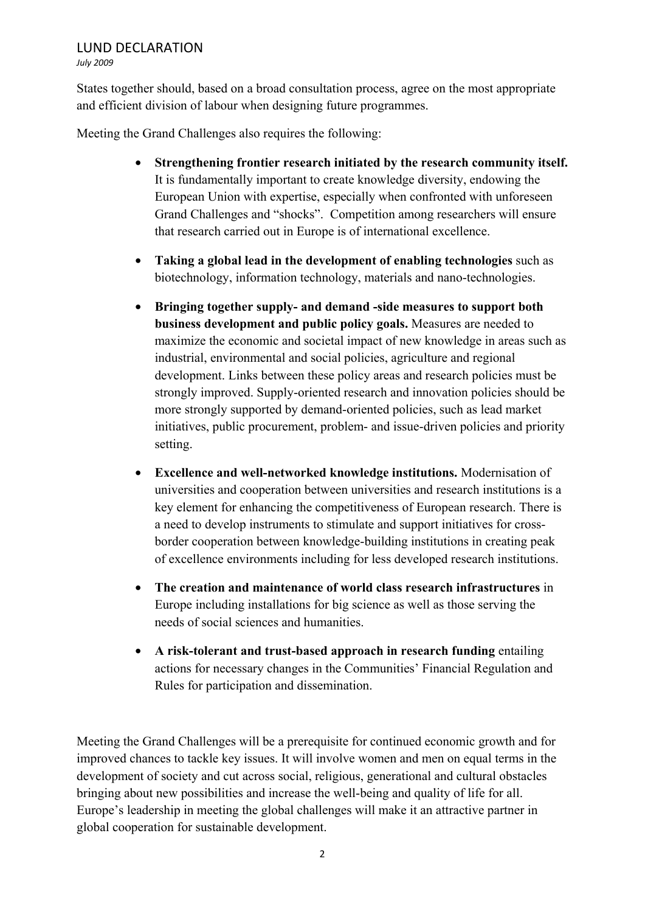States together should, based on a broad consultation process, agree on the most appropriate and efficient division of labour when designing future programmes.

Meeting the Grand Challenges also requires the following:

- **Strengthening frontier research initiated by the research community itself.** It is fundamentally important to create knowledge diversity, endowing the European Union with expertise, especially when confronted with unforeseen Grand Challenges and "shocks". Competition among researchers will ensure that research carried out in Europe is of international excellence.

- **Taking a global lead in the development of enabling technologies** such as biotechnology, information technology, materials and nano-technologies.

- **Bringing together supply- and demand -side measures to support both business development and public policy goals.** Measures are needed to maximize the economic and societal impact of new knowledge in areas such as industrial, environmental and social policies, agriculture and regional development. Links between these policy areas and research policies must be strongly improved. Supply-oriented research and innovation policies should be more strongly supported by demand-oriented policies, such as lead market initiatives, public procurement, problem- and issue-driven policies and priority setting.

- **Excellence and well-networked knowledge institutions.** Modernisation of universities and cooperation between universities and research institutions is a key element for enhancing the competitiveness of European research. There is a need to develop instruments to stimulate and support initiatives for cross-border cooperation between knowledge-building institutions in creating peak of excellence environments including for less developed research institutions.

- **The creation and maintenance of world class research infrastructures** in Europe including installations for big science as well as those serving the needs of social sciences and humanities.

- **A risk-tolerant and trust-based approach in research funding** entailing actions for necessary changes in the Communities' Financial Regulation and Rules for participation and dissemination.

Meeting the Grand Challenges will be a prerequisite for continued economic growth and for improved chances to tackle key issues. It will involve women and men on equal terms in the development of society and cut across social, religious, generational and cultural obstacles bringing about new possibilities and increase the well-being and quality of life for all. Europe's leadership in meeting the global challenges will make it an attractive partner in global cooperation for sustainable development.